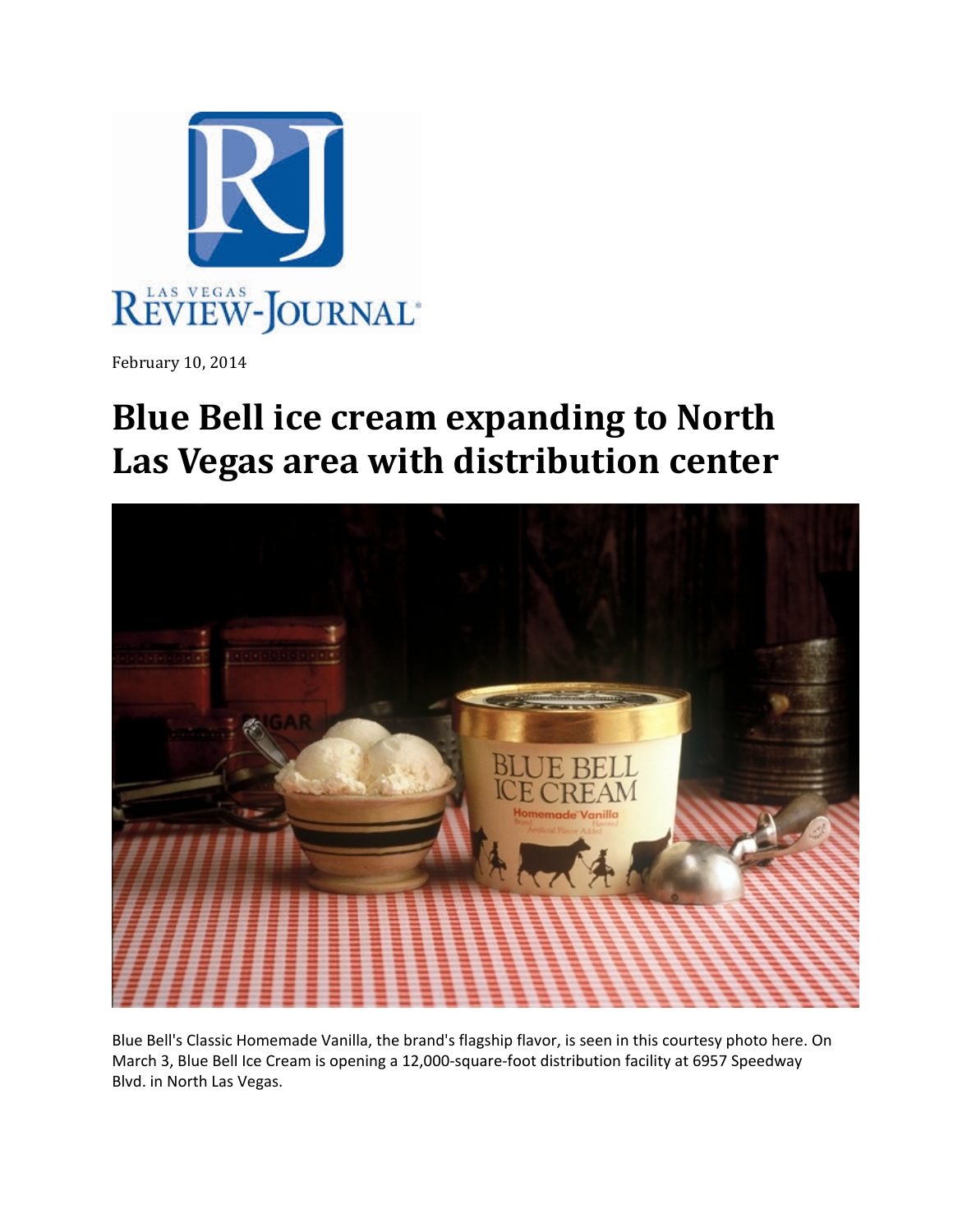February 10, 2014

# Blue Bell ice cream expanding to North Las Vegas area with distribution center

Blue Bell's Classic Homemade Vanilla, the brand's flagship flavor, is seen in this courtesy photo here. On March 3, Blue Bell Ice Cream is opening a 12,000-square-foot distribution facility at 6957 Speedway Blvd. in North Las Vegas.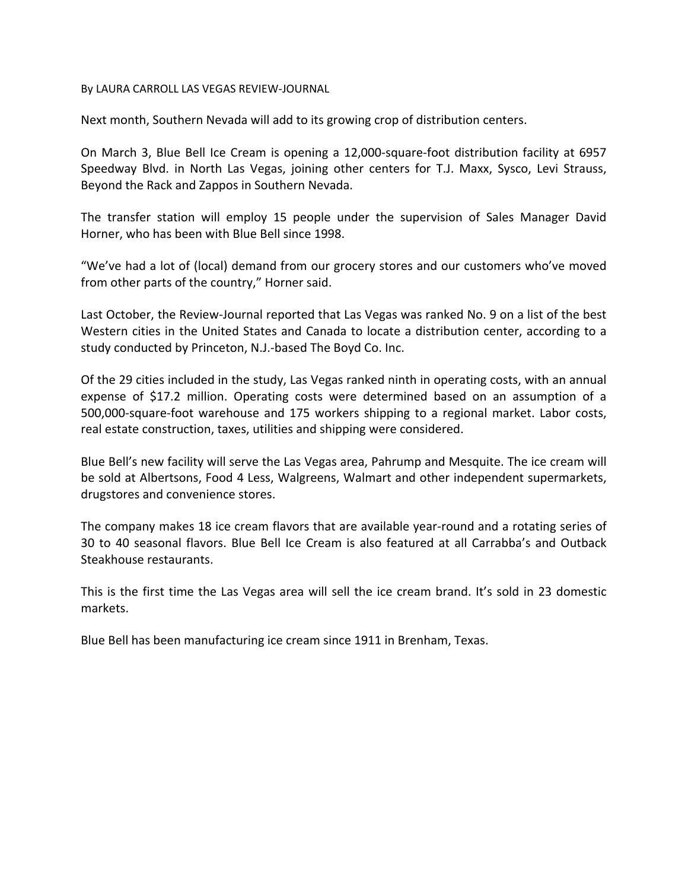By LAURA CARROLL LAS VEGAS REVIEW-JOURNAL

Next month, Southern Nevada will add to its growing crop of distribution centers.

On March 3, Blue Bell Ice Cream is opening a 12,000-square-foot distribution facility at 6957 Speedway Blvd. in North Las Vegas, joining other centers for T.J. Maxx, Sysco, Levi Strauss, Beyond the Rack and Zappos in Southern Nevada.

The transfer station will employ 15 people under the supervision of Sales Manager David Horner, who has been with Blue Bell since 1998.

"We've had a lot of (local) demand from our grocery stores and our customers who've moved from other parts of the country," Horner said.

Last October, the Review-Journal reported that Las Vegas was ranked No. 9 on a list of the best Western cities in the United States and Canada to locate a distribution center, according to a study conducted by Princeton, N.J.-based The Boyd Co. Inc.

Of the 29 cities included in the study, Las Vegas ranked ninth in operating costs, with an annual expense of $17.2 million. Operating costs were determined based on an assumption of a 500,000-square-foot warehouse and 175 workers shipping to a regional market. Labor costs, real estate construction, taxes, utilities and shipping were considered.

Blue Bell's new facility will serve the Las Vegas area, Pahrump and Mesquite. The ice cream will be sold at Albertsons, Food 4 Less, Walgreens, Walmart and other independent supermarkets, drugstores and convenience stores.

The company makes 18 ice cream flavors that are available year-round and a rotating series of 30 to 40 seasonal flavors. Blue Bell Ice Cream is also featured at all Carrabba's and Outback Steakhouse restaurants.

This is the first time the Las Vegas area will sell the ice cream brand. It's sold in 23 domestic markets.

Blue Bell has been manufacturing ice cream since 1911 in Brenham, Texas.